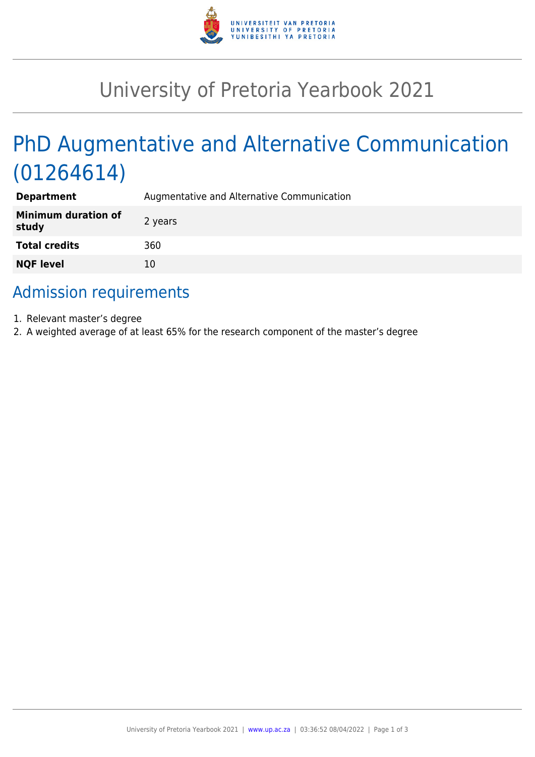# University of Pretoria Yearbook 2021

## PhD Augmentative and Alternative Communication (01264614)

| | |
|---|---|
| **Department** | Augmentative and Alternative Communication |
| **Minimum duration of study** | 2 years |
| **Total credits** | 360 |
| **NQF level** | 10 |

## Admission requirements

1. Relevant master’s degree
2. A weighted average of at least 65% for the research component of the master’s degree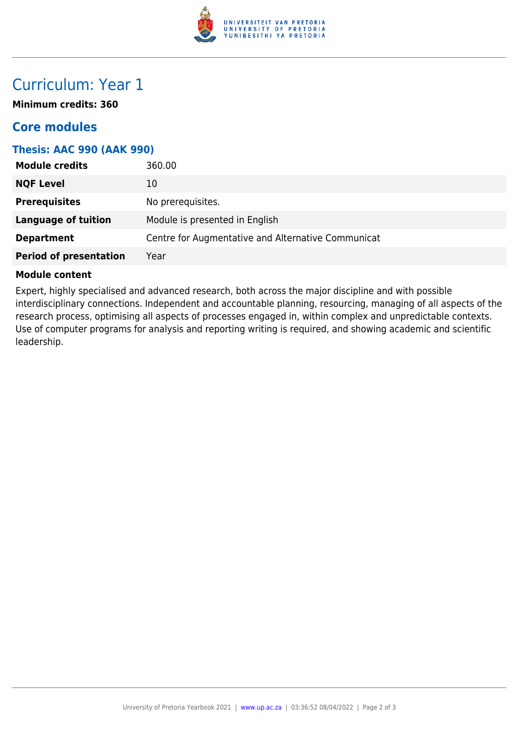# Curriculum: Year 1

**Minimum credits: 360**

## Core modules

### Thesis: AAC 990 (AAK 990)

| | |
|---|---|
| **Module credits** | 360.00 |
| **NQF Level** | 10 |
| **Prerequisites** | No prerequisites. |
| **Language of tuition** | Module is presented in English |
| **Department** | Centre for Augmentative and Alternative Communicat |
| **Period of presentation** | Year |

**Module content**

Expert, highly specialised and advanced research, both across the major discipline and with possible interdisciplinary connections. Independent and accountable planning, resourcing, managing of all aspects of the research process, optimising all aspects of processes engaged in, within complex and unpredictable contexts. Use of computer programs for analysis and reporting writing is required, and showing academic and scientific leadership.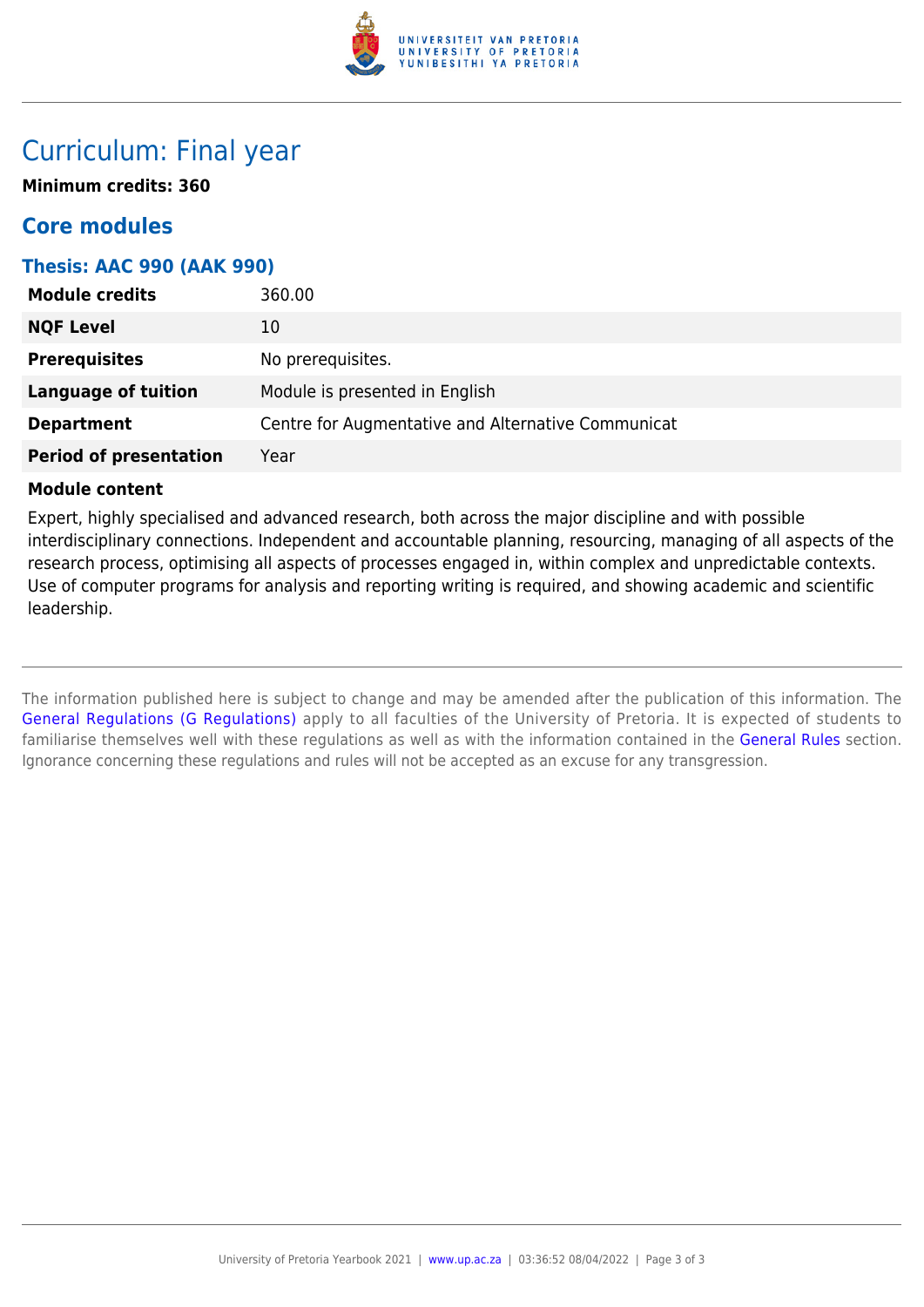# Curriculum: Final year

**Minimum credits: 360**

## Core modules

### Thesis: AAC 990 (AAK 990)

| | |
|---|---|
| **Module credits** | 360.00 |
| **NQF Level** | 10 |
| **Prerequisites** | No prerequisites. |
| **Language of tuition** | Module is presented in English |
| **Department** | Centre for Augmentative and Alternative Communicat |
| **Period of presentation** | Year |

**Module content**

Expert, highly specialised and advanced research, both across the major discipline and with possible interdisciplinary connections. Independent and accountable planning, resourcing, managing of all aspects of the research process, optimising all aspects of processes engaged in, within complex and unpredictable contexts. Use of computer programs for analysis and reporting writing is required, and showing academic and scientific leadership.

The information published here is subject to change and may be amended after the publication of this information. The General Regulations (G Regulations) apply to all faculties of the University of Pretoria. It is expected of students to familiarise themselves well with these regulations as well as with the information contained in the General Rules section. Ignorance concerning these regulations and rules will not be accepted as an excuse for any transgression.